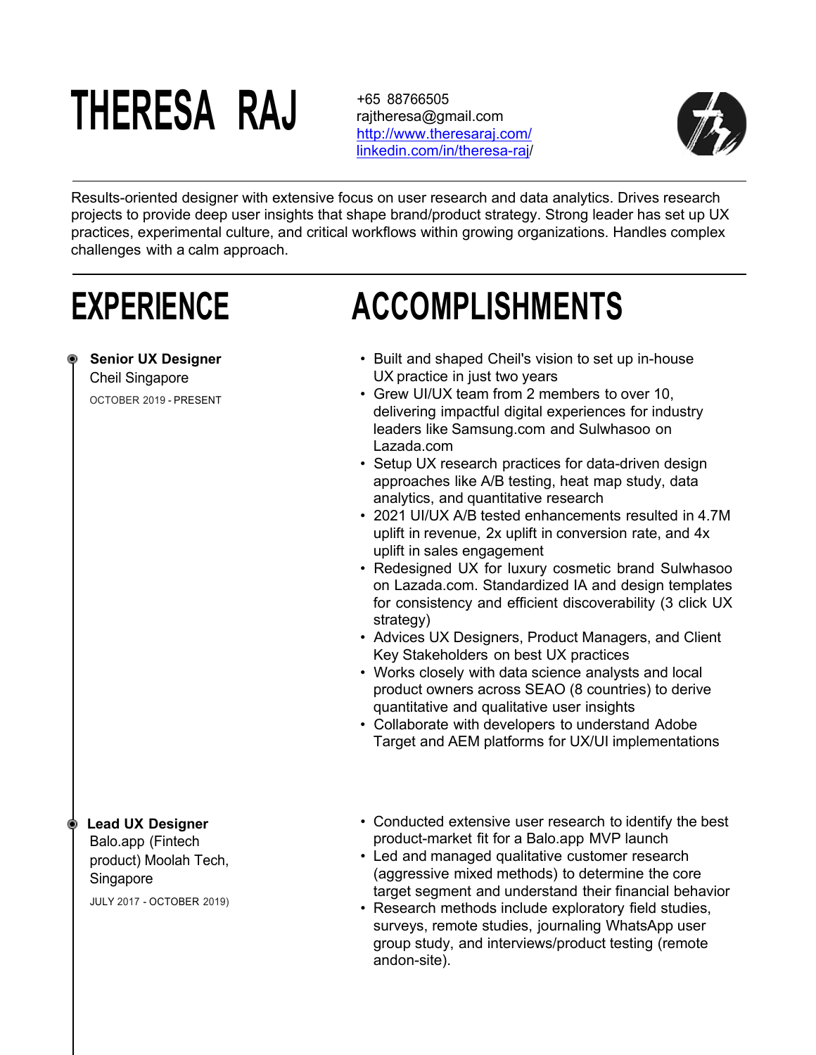# THERESA RAJ

+65 88766505
rajtheresa@gmail.com
http://www.theresaraj.com/
linkedin.com/in/theresa-raj/

Results-oriented designer with extensive focus on user research and data analytics. Drives research projects to provide deep user insights that shape brand/product strategy. Strong leader has set up UX practices, experimental culture, and critical workflows within growing organizations. Handles complex challenges with a calm approach.

## EXPERIENCE

## ACCOMPLISHMENTS

**Senior UX Designer**
Cheil Singapore
OCTOBER 2019 - PRESENT

- Built and shaped Cheil's vision to set up in-house UX practice in just two years
- Grew UI/UX team from 2 members to over 10, delivering impactful digital experiences for industry leaders like Samsung.com and Sulwhasoo on Lazada.com
- Setup UX research practices for data-driven design approaches like A/B testing, heat map study, data analytics, and quantitative research
- 2021 UI/UX A/B tested enhancements resulted in 4.7M uplift in revenue, 2x uplift in conversion rate, and 4x uplift in sales engagement
- Redesigned UX for luxury cosmetic brand Sulwhasoo on Lazada.com. Standardized IA and design templates for consistency and efficient discoverability (3 click UX strategy)
- Advices UX Designers, Product Managers, and Client Key Stakeholders on best UX practices
- Works closely with data science analysts and local product owners across SEAO (8 countries) to derive quantitative and qualitative user insights
- Collaborate with developers to understand Adobe Target and AEM platforms for UX/UI implementations

**Lead UX Designer**
Balo.app (Fintech product) Moolah Tech, Singapore
JULY 2017 - OCTOBER 2019)

- Conducted extensive user research to identify the best product-market fit for a Balo.app MVP launch
- Led and managed qualitative customer research (aggressive mixed methods) to determine the core target segment and understand their financial behavior
- Research methods include exploratory field studies, surveys, remote studies, journaling WhatsApp user group study, and interviews/product testing (remote andon-site).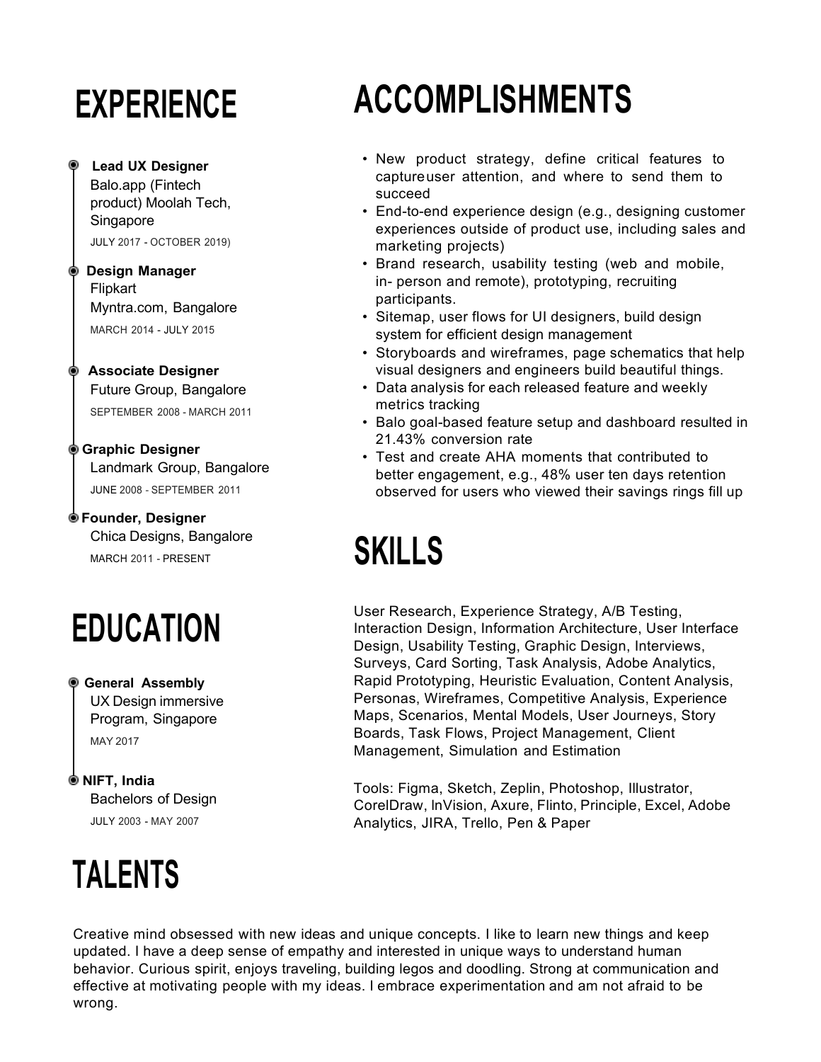## EXPERIENCE

**Lead UX Designer**
Balo.app (Fintech product) Moolah Tech, Singapore
JULY 2017 - OCTOBER 2019)

**Design Manager**
Flipkart
Myntra.com, Bangalore
MARCH 2014 - JULY 2015

**Associate Designer**
Future Group, Bangalore
SEPTEMBER 2008 - MARCH 2011

**Graphic Designer**
Landmark Group, Bangalore
JUNE 2008 - SEPTEMBER 2011

**Founder, Designer**
Chica Designs, Bangalore
MARCH 2011 - PRESENT

## EDUCATION

**General Assembly**
UX Design immersive Program, Singapore
MAY 2017

**NIFT, India**
Bachelors of Design
JULY 2003 - MAY 2007

## TALENTS

Creative mind obsessed with new ideas and unique concepts. I like to learn new things and keep updated. I have a deep sense of empathy and interested in unique ways to understand human behavior. Curious spirit, enjoys traveling, building legos and doodling. Strong at communication and effective at motivating people with my ideas. I embrace experimentation and am not afraid to be wrong.

## ACCOMPLISHMENTS

- New product strategy, define critical features to captureuser attention, and where to send them to succeed
- End-to-end experience design (e.g., designing customer experiences outside of product use, including sales and marketing projects)
- Brand research, usability testing (web and mobile, in- person and remote), prototyping, recruiting participants.
- Sitemap, user flows for UI designers, build design system for efficient design management
- Storyboards and wireframes, page schematics that help visual designers and engineers build beautiful things.
- Data analysis for each released feature and weekly metrics tracking
- Balo goal-based feature setup and dashboard resulted in 21.43% conversion rate
- Test and create AHA moments that contributed to better engagement, e.g., 48% user ten days retention observed for users who viewed their savings rings fill up

## SKILLS

User Research, Experience Strategy, A/B Testing, Interaction Design, Information Architecture, User Interface Design, Usability Testing, Graphic Design, Interviews, Surveys, Card Sorting, Task Analysis, Adobe Analytics, Rapid Prototyping, Heuristic Evaluation, Content Analysis, Personas, Wireframes, Competitive Analysis, Experience Maps, Scenarios, Mental Models, User Journeys, Story Boards, Task Flows, Project Management, Client Management, Simulation and Estimation

Tools: Figma, Sketch, Zeplin, Photoshop, Illustrator, CorelDraw, InVision, Axure, Flinto, Principle, Excel, Adobe Analytics, JIRA, Trello, Pen & Paper